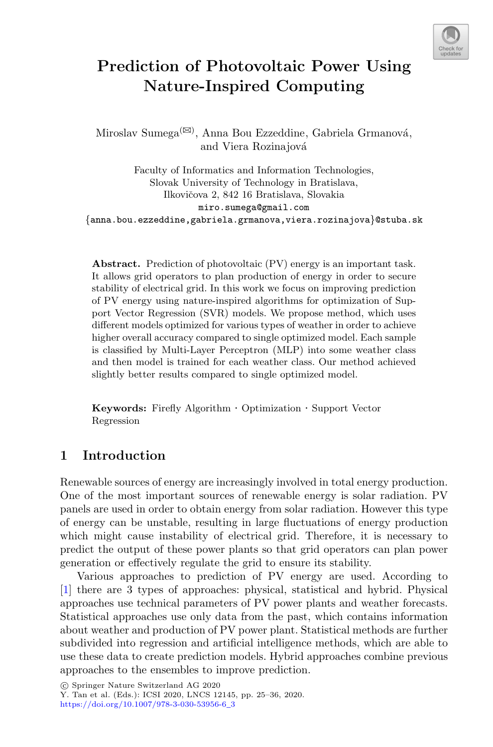# Prediction of Photovoltaic Power Using Nature-Inspired Computing

Miroslav Sumega(✉), Anna Bou Ezzeddine, Gabriela Grmanová, and Viera Rozinajová

Faculty of Informatics and Information Technologies, Slovak University of Technology in Bratislava, Ilkovičova 2, 842 16 Bratislava, Slovakia
miro.sumega@gmail.com
{anna.bou.ezzeddine,gabriela.grmanova,viera.rozinajova}@stuba.sk

**Abstract.** Prediction of photovoltaic (PV) energy is an important task. It allows grid operators to plan production of energy in order to secure stability of electrical grid. In this work we focus on improving prediction of PV energy using nature-inspired algorithms for optimization of Support Vector Regression (SVR) models. We propose method, which uses different models optimized for various types of weather in order to achieve higher overall accuracy compared to single optimized model. Each sample is classified by Multi-Layer Perceptron (MLP) into some weather class and then model is trained for each weather class. Our method achieved slightly better results compared to single optimized model.

**Keywords:** Firefly Algorithm · Optimization · Support Vector Regression

## 1 Introduction

Renewable sources of energy are increasingly involved in total energy production. One of the most important sources of renewable energy is solar radiation. PV panels are used in order to obtain energy from solar radiation. However this type of energy can be unstable, resulting in large fluctuations of energy production which might cause instability of electrical grid. Therefore, it is necessary to predict the output of these power plants so that grid operators can plan power generation or effectively regulate the grid to ensure its stability.

Various approaches to prediction of PV energy are used. According to [1] there are 3 types of approaches: physical, statistical and hybrid. Physical approaches use technical parameters of PV power plants and weather forecasts. Statistical approaches use only data from the past, which contains information about weather and production of PV power plant. Statistical methods are further subdivided into regression and artificial intelligence methods, which are able to use these data to create prediction models. Hybrid approaches combine previous approaches to the ensembles to improve prediction.

© Springer Nature Switzerland AG 2020
Y. Tan et al. (Eds.): ICSI 2020, LNCS 12145, pp. 25–36, 2020.
https://doi.org/10.1007/978-3-030-53956-6_3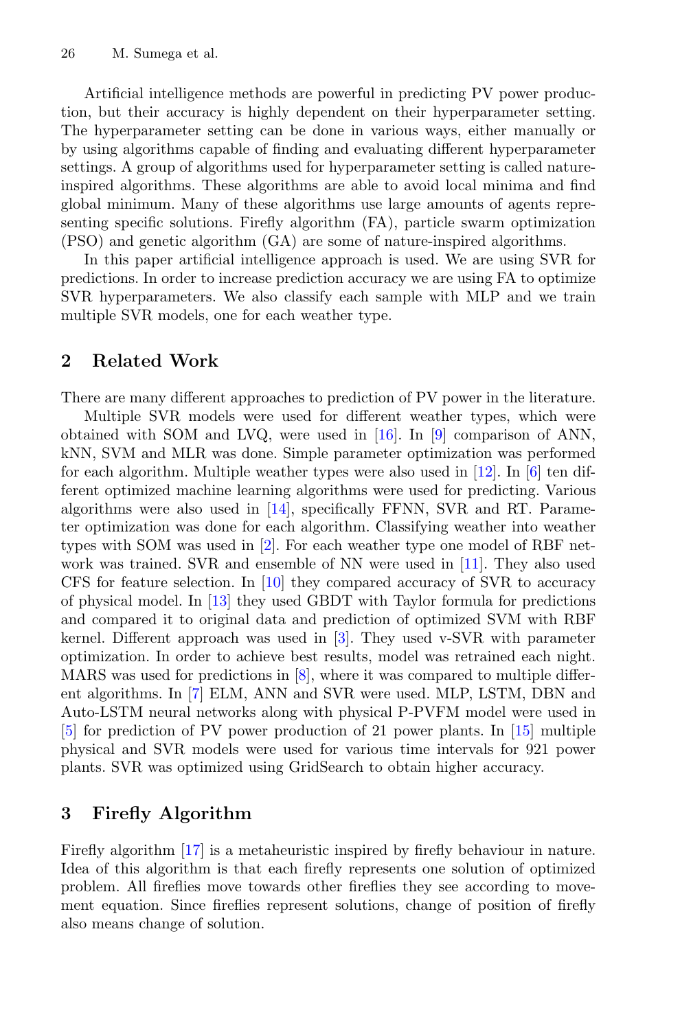Artificial intelligence methods are powerful in predicting PV power production, but their accuracy is highly dependent on their hyperparameter setting. The hyperparameter setting can be done in various ways, either manually or by using algorithms capable of finding and evaluating different hyperparameter settings. A group of algorithms used for hyperparameter setting is called nature-inspired algorithms. These algorithms are able to avoid local minima and find global minimum. Many of these algorithms use large amounts of agents representing specific solutions. Firefly algorithm (FA), particle swarm optimization (PSO) and genetic algorithm (GA) are some of nature-inspired algorithms.

In this paper artificial intelligence approach is used. We are using SVR for predictions. In order to increase prediction accuracy we are using FA to optimize SVR hyperparameters. We also classify each sample with MLP and we train multiple SVR models, one for each weather type.

## 2 Related Work

There are many different approaches to prediction of PV power in the literature.

Multiple SVR models were used for different weather types, which were obtained with SOM and LVQ, were used in [16]. In [9] comparison of ANN, kNN, SVM and MLR was done. Simple parameter optimization was performed for each algorithm. Multiple weather types were also used in [12]. In [6] ten different optimized machine learning algorithms were used for predicting. Various algorithms were also used in [14], specifically FFNN, SVR and RT. Parameter optimization was done for each algorithm. Classifying weather into weather types with SOM was used in [2]. For each weather type one model of RBF network was trained. SVR and ensemble of NN were used in [11]. They also used CFS for feature selection. In [10] they compared accuracy of SVR to accuracy of physical model. In [13] they used GBDT with Taylor formula for predictions and compared it to original data and prediction of optimized SVM with RBF kernel. Different approach was used in [3]. They used v-SVR with parameter optimization. In order to achieve best results, model was retrained each night. MARS was used for predictions in [8], where it was compared to multiple different algorithms. In [7] ELM, ANN and SVR were used. MLP, LSTM, DBN and Auto-LSTM neural networks along with physical P-PVFM model were used in [5] for prediction of PV power production of 21 power plants. In [15] multiple physical and SVR models were used for various time intervals for 921 power plants. SVR was optimized using GridSearch to obtain higher accuracy.

## 3 Firefly Algorithm

Firefly algorithm [17] is a metaheuristic inspired by firefly behaviour in nature. Idea of this algorithm is that each firefly represents one solution of optimized problem. All fireflies move towards other fireflies they see according to movement equation. Since fireflies represent solutions, change of position of firefly also means change of solution.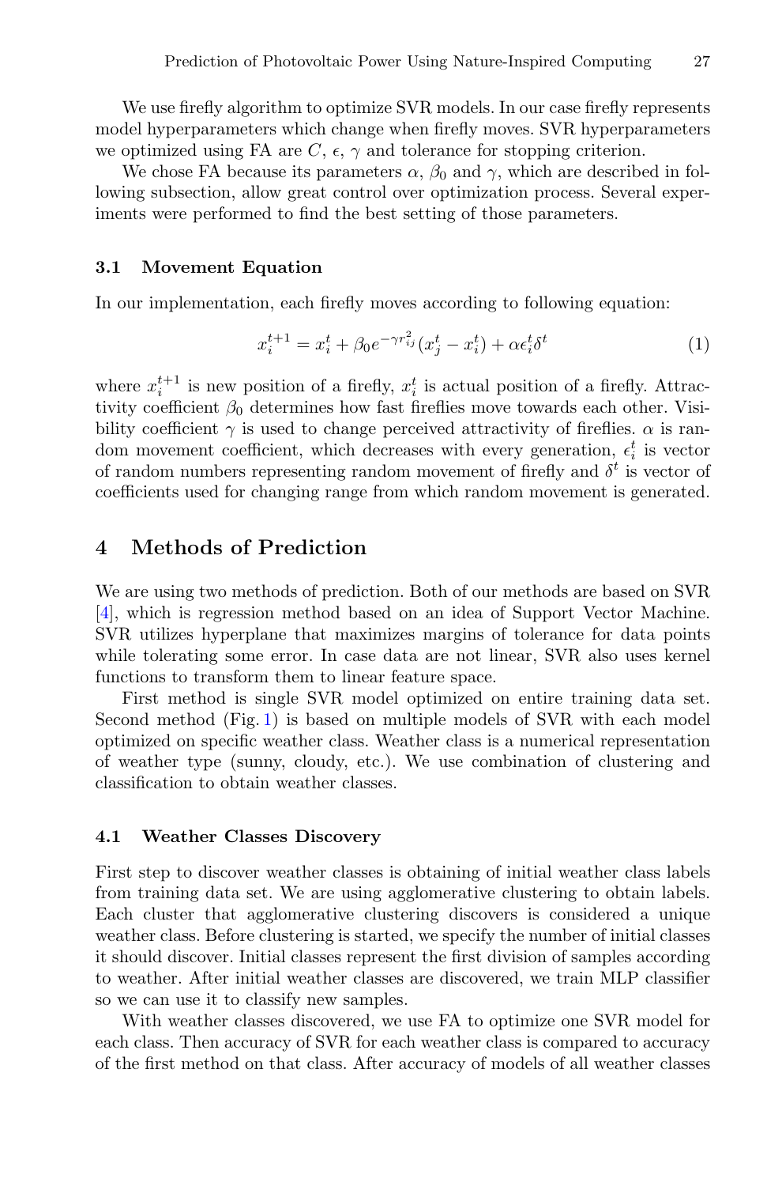We use firefly algorithm to optimize SVR models. In our case firefly represents model hyperparameters which change when firefly moves. SVR hyperparameters we optimized using FA are $C$, $\epsilon$, $\gamma$ and tolerance for stopping criterion.

We chose FA because its parameters $\alpha$, $\beta_0$ and $\gamma$, which are described in following subsection, allow great control over optimization process. Several experiments were performed to find the best setting of those parameters.

### 3.1 Movement Equation

In our implementation, each firefly moves according to following equation:

$$x_i^{t+1} = x_i^t + \beta_0 e^{-\gamma r_{ij}^2}(x_j^t - x_i^t) + \alpha \epsilon_i^t \delta^t \tag{1}$$

where $x_i^{t+1}$ is new position of a firefly, $x_i^t$ is actual position of a firefly. Attractivity coefficient $\beta_0$ determines how fast fireflies move towards each other. Visibility coefficient $\gamma$ is used to change perceived attractivity of fireflies. $\alpha$ is random movement coefficient, which decreases with every generation, $\epsilon_i^t$ is vector of random numbers representing random movement of firefly and $\delta^t$ is vector of coefficients used for changing range from which random movement is generated.

## 4 Methods of Prediction

We are using two methods of prediction. Both of our methods are based on SVR [4], which is regression method based on an idea of Support Vector Machine. SVR utilizes hyperplane that maximizes margins of tolerance for data points while tolerating some error. In case data are not linear, SVR also uses kernel functions to transform them to linear feature space.

First method is single SVR model optimized on entire training data set. Second method (Fig. 1) is based on multiple models of SVR with each model optimized on specific weather class. Weather class is a numerical representation of weather type (sunny, cloudy, etc.). We use combination of clustering and classification to obtain weather classes.

### 4.1 Weather Classes Discovery

First step to discover weather classes is obtaining of initial weather class labels from training data set. We are using agglomerative clustering to obtain labels. Each cluster that agglomerative clustering discovers is considered a unique weather class. Before clustering is started, we specify the number of initial classes it should discover. Initial classes represent the first division of samples according to weather. After initial weather classes are discovered, we train MLP classifier so we can use it to classify new samples.

With weather classes discovered, we use FA to optimize one SVR model for each class. Then accuracy of SVR for each weather class is compared to accuracy of the first method on that class. After accuracy of models of all weather classes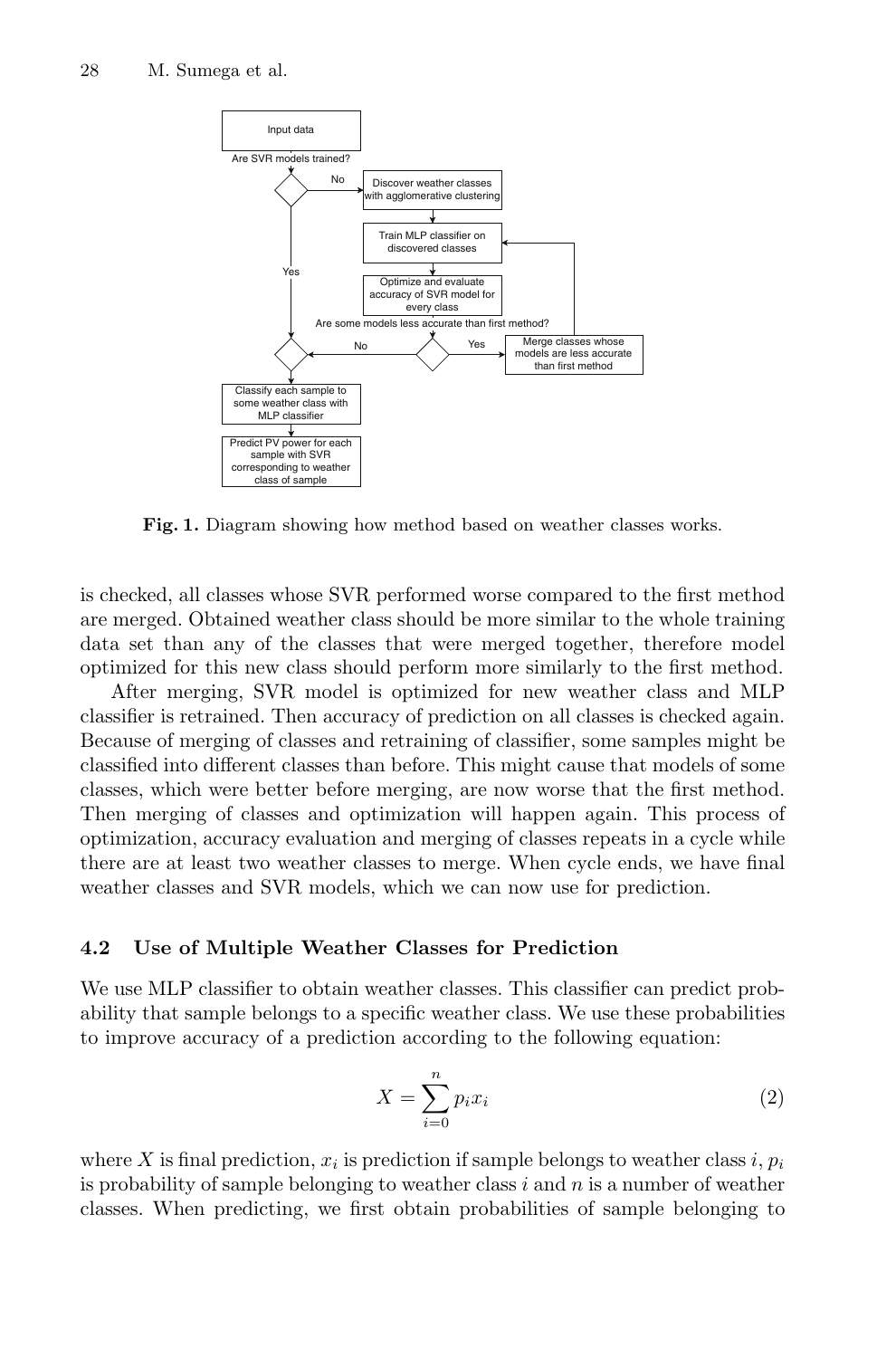Fig. 1. Diagram showing how method based on weather classes works.

is checked, all classes whose SVR performed worse compared to the first method are merged. Obtained weather class should be more similar to the whole training data set than any of the classes that were merged together, therefore model optimized for this new class should perform more similarly to the first method.

After merging, SVR model is optimized for new weather class and MLP classifier is retrained. Then accuracy of prediction on all classes is checked again. Because of merging of classes and retraining of classifier, some samples might be classified into different classes than before. This might cause that models of some classes, which were better before merging, are now worse that the first method. Then merging of classes and optimization will happen again. This process of optimization, accuracy evaluation and merging of classes repeats in a cycle while there are at least two weather classes to merge. When cycle ends, we have final weather classes and SVR models, which we can now use for prediction.

### 4.2 Use of Multiple Weather Classes for Prediction

We use MLP classifier to obtain weather classes. This classifier can predict probability that sample belongs to a specific weather class. We use these probabilities to improve accuracy of a prediction according to the following equation:

$$X = \sum_{i=0}^{n} p_i x_i \tag{2}$$

where $X$ is final prediction, $x_i$ is prediction if sample belongs to weather class $i$, $p_i$ is probability of sample belonging to weather class $i$ and $n$ is a number of weather classes. When predicting, we first obtain probabilities of sample belonging to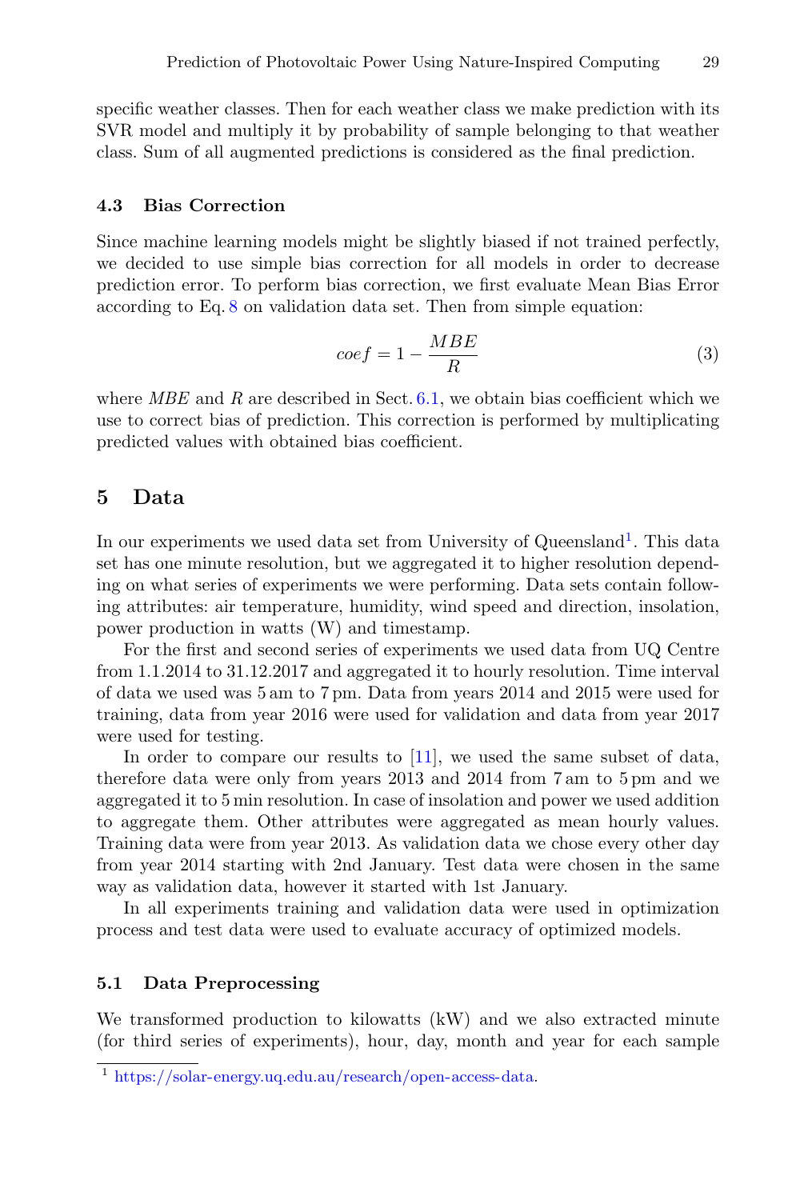specific weather classes. Then for each weather class we make prediction with its SVR model and multiply it by probability of sample belonging to that weather class. Sum of all augmented predictions is considered as the final prediction.

### 4.3 Bias Correction

Since machine learning models might be slightly biased if not trained perfectly, we decided to use simple bias correction for all models in order to decrease prediction error. To perform bias correction, we first evaluate Mean Bias Error according to Eq. 8 on validation data set. Then from simple equation:

$$coef = 1 - \frac{MBE}{R} \tag{3}$$

where *MBE* and *R* are described in Sect. 6.1, we obtain bias coefficient which we use to correct bias of prediction. This correction is performed by multiplicating predicted values with obtained bias coefficient.

## 5 Data

In our experiments we used data set from University of Queensland[1]. This data set has one minute resolution, but we aggregated it to higher resolution depending on what series of experiments we were performing. Data sets contain following attributes: air temperature, humidity, wind speed and direction, insolation, power production in watts (W) and timestamp.

For the first and second series of experiments we used data from UQ Centre from 1.1.2014 to 31.12.2017 and aggregated it to hourly resolution. Time interval of data we used was 5 am to 7 pm. Data from years 2014 and 2015 were used for training, data from year 2016 were used for validation and data from year 2017 were used for testing.

In order to compare our results to [11], we used the same subset of data, therefore data were only from years 2013 and 2014 from 7 am to 5 pm and we aggregated it to 5 min resolution. In case of insolation and power we used addition to aggregate them. Other attributes were aggregated as mean hourly values. Training data were from year 2013. As validation data we chose every other day from year 2014 starting with 2nd January. Test data were chosen in the same way as validation data, however it started with 1st January.

In all experiments training and validation data were used in optimization process and test data were used to evaluate accuracy of optimized models.

### 5.1 Data Preprocessing

We transformed production to kilowatts (kW) and we also extracted minute (for third series of experiments), hour, day, month and year for each sample

[1] https://solar-energy.uq.edu.au/research/open-access-data.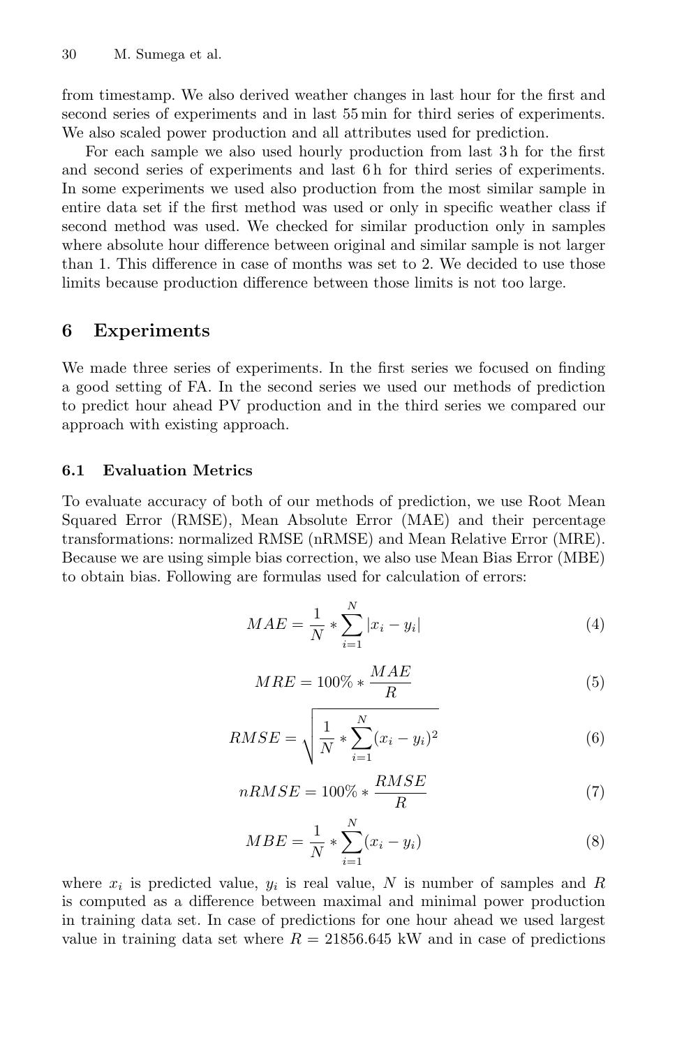from timestamp. We also derived weather changes in last hour for the first and second series of experiments and in last 55 min for third series of experiments. We also scaled power production and all attributes used for prediction.

For each sample we also used hourly production from last 3 h for the first and second series of experiments and last 6 h for third series of experiments. In some experiments we used also production from the most similar sample in entire data set if the first method was used or only in specific weather class if second method was used. We checked for similar production only in samples where absolute hour difference between original and similar sample is not larger than 1. This difference in case of months was set to 2. We decided to use those limits because production difference between those limits is not too large.

## 6 Experiments

We made three series of experiments. In the first series we focused on finding a good setting of FA. In the second series we used our methods of prediction to predict hour ahead PV production and in the third series we compared our approach with existing approach.

### 6.1 Evaluation Metrics

To evaluate accuracy of both of our methods of prediction, we use Root Mean Squared Error (RMSE), Mean Absolute Error (MAE) and their percentage transformations: normalized RMSE (nRMSE) and Mean Relative Error (MRE). Because we are using simple bias correction, we also use Mean Bias Error (MBE) to obtain bias. Following are formulas used for calculation of errors:

$$MAE = \frac{1}{N} * \sum_{i=1}^{N} |x_i - y_i| \tag{4}$$

$$MRE = 100\% * \frac{MAE}{R} \tag{5}$$

$$RMSE = \sqrt{\frac{1}{N} * \sum_{i=1}^{N} (x_i - y_i)^2} \tag{6}$$

$$nRMSE = 100\% * \frac{RMSE}{R} \tag{7}$$

$$MBE = \frac{1}{N} * \sum_{i=1}^{N} (x_i - y_i) \tag{8}$$

where $x_i$ is predicted value, $y_i$ is real value, $N$ is number of samples and $R$ is computed as a difference between maximal and minimal power production in training data set. In case of predictions for one hour ahead we used largest value in training data set where $R = 21856.645$ kW and in case of predictions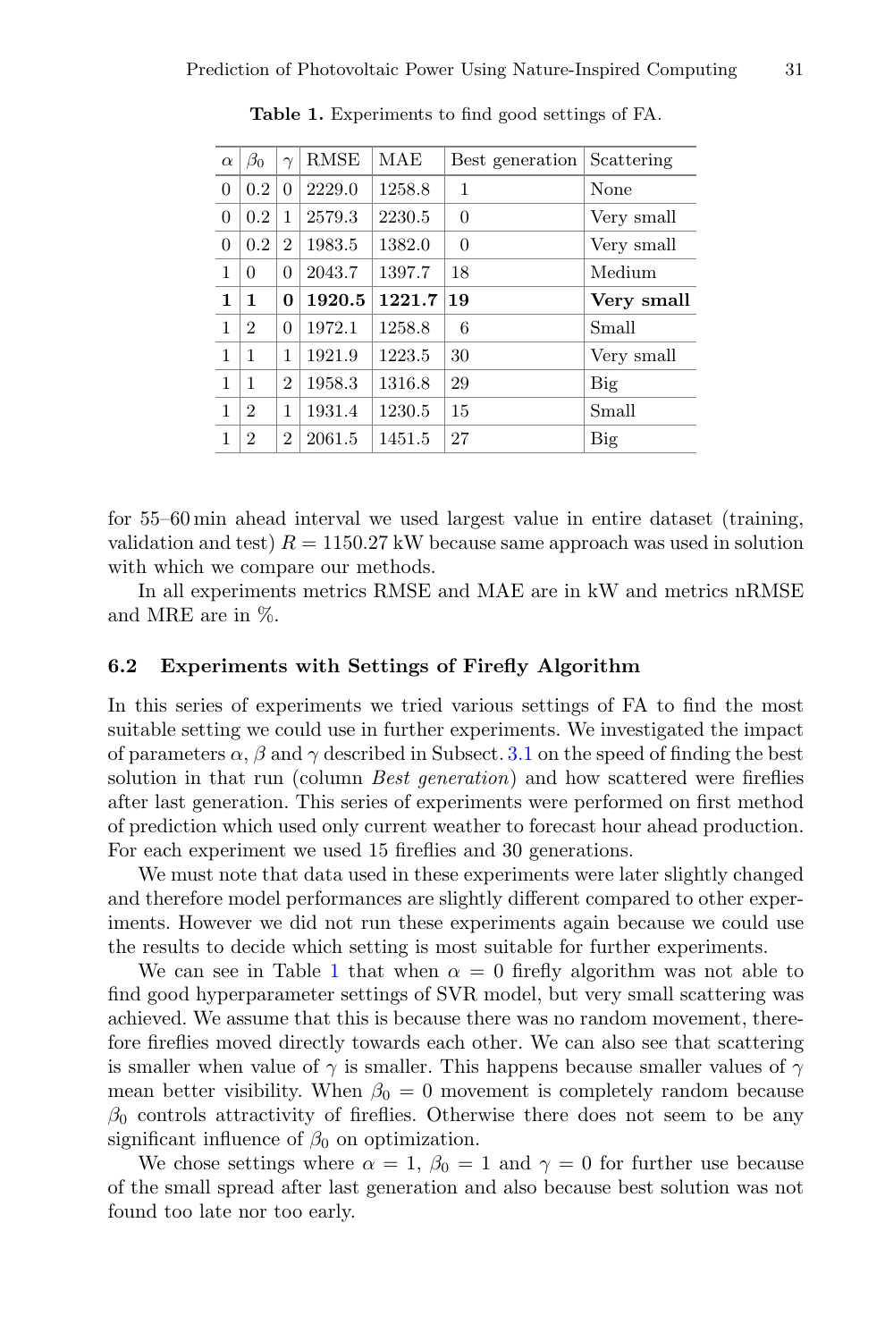**Table 1.** Experiments to find good settings of FA.

| $\alpha$ | $\beta_0$ | $\gamma$ | RMSE | MAE | Best generation | Scattering |
|---|---|---|---|---|---|---|
| 0 | 0.2 | 0 | 2229.0 | 1258.8 | 1 | None |
| 0 | 0.2 | 1 | 2579.3 | 2230.5 | 0 | Very small |
| 0 | 0.2 | 2 | 1983.5 | 1382.0 | 0 | Very small |
| 1 | 0 | 0 | 2043.7 | 1397.7 | 18 | Medium |
| **1** | **1** | **0** | **1920.5** | **1221.7** | **19** | **Very small** |
| 1 | 2 | 0 | 1972.1 | 1258.8 | 6 | Small |
| 1 | 1 | 1 | 1921.9 | 1223.5 | 30 | Very small |
| 1 | 1 | 2 | 1958.3 | 1316.8 | 29 | Big |
| 1 | 2 | 1 | 1931.4 | 1230.5 | 15 | Small |
| 1 | 2 | 2 | 2061.5 | 1451.5 | 27 | Big |

for 55–60 min ahead interval we used largest value in entire dataset (training, validation and test) $R = 1150.27$ kW because same approach was used in solution with which we compare our methods.

In all experiments metrics RMSE and MAE are in kW and metrics nRMSE and MRE are in %.

### 6.2 Experiments with Settings of Firefly Algorithm

In this series of experiments we tried various settings of FA to find the most suitable setting we could use in further experiments. We investigated the impact of parameters $\alpha$, $\beta$ and $\gamma$ described in Subsect. 3.1 on the speed of finding the best solution in that run (column *Best generation*) and how scattered were fireflies after last generation. This series of experiments were performed on first method of prediction which used only current weather to forecast hour ahead production. For each experiment we used 15 fireflies and 30 generations.

We must note that data used in these experiments were later slightly changed and therefore model performances are slightly different compared to other experiments. However we did not run these experiments again because we could use the results to decide which setting is most suitable for further experiments.

We can see in Table 1 that when $\alpha = 0$ firefly algorithm was not able to find good hyperparameter settings of SVR model, but very small scattering was achieved. We assume that this is because there was no random movement, therefore fireflies moved directly towards each other. We can also see that scattering is smaller when value of $\gamma$ is smaller. This happens because smaller values of $\gamma$ mean better visibility. When $\beta_0 = 0$ movement is completely random because $\beta_0$ controls attractivity of fireflies. Otherwise there does not seem to be any significant influence of $\beta_0$ on optimization.

We chose settings where $\alpha = 1$, $\beta_0 = 1$ and $\gamma = 0$ for further use because of the small spread after last generation and also because best solution was not found too late nor too early.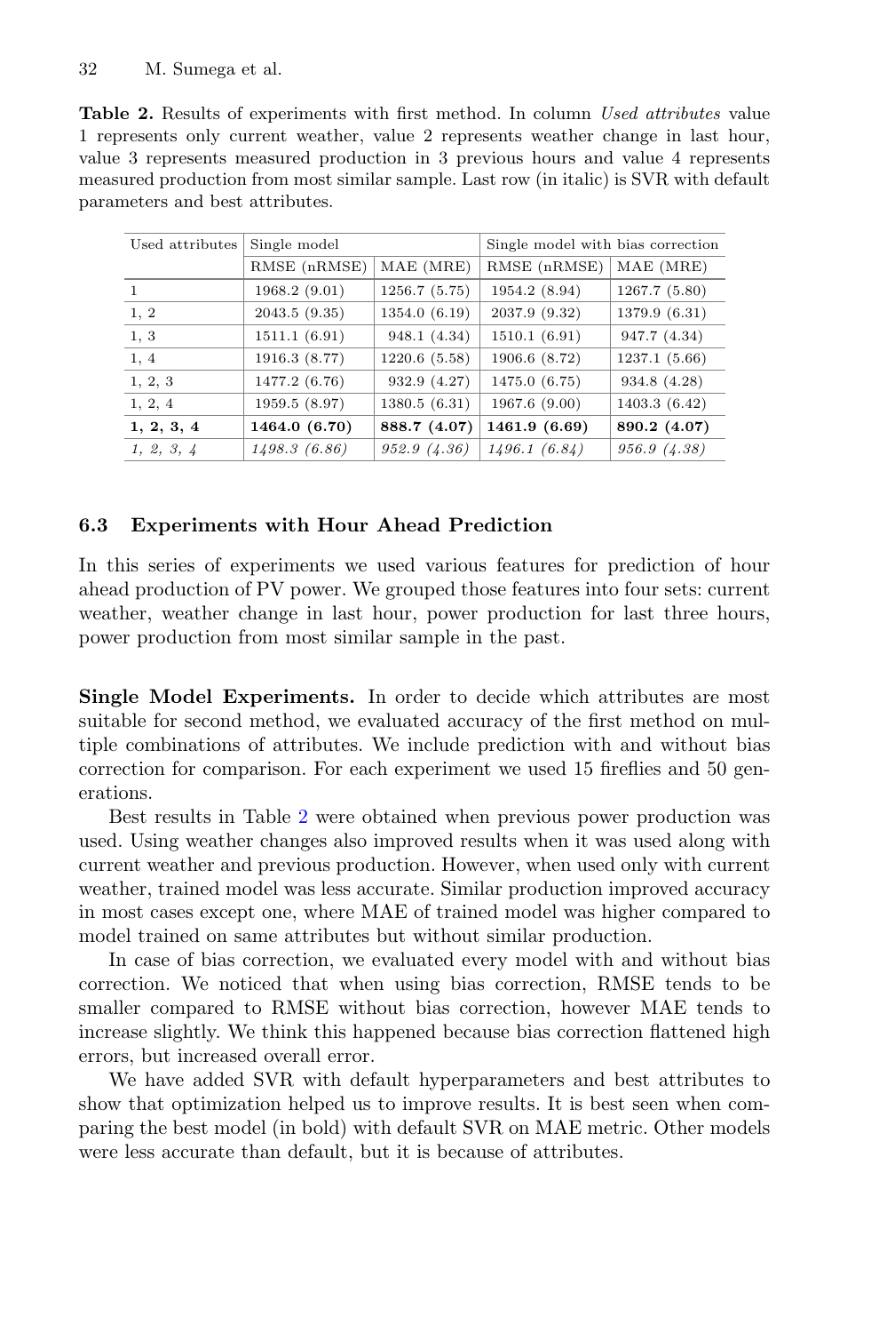**Table 2.** Results of experiments with first method. In column *Used attributes* value 1 represents only current weather, value 2 represents weather change in last hour, value 3 represents measured production in 3 previous hours and value 4 represents measured production from most similar sample. Last row (in italic) is SVR with default parameters and best attributes.

| Used attributes | Single model | | Single model with bias correction | |
|---|---|---|---|---|
| | RMSE (nRMSE) | MAE (MRE) | RMSE (nRMSE) | MAE (MRE) |
| 1 | 1968.2 (9.01) | 1256.7 (5.75) | 1954.2 (8.94) | 1267.7 (5.80) |
| 1, 2 | 2043.5 (9.35) | 1354.0 (6.19) | 2037.9 (9.32) | 1379.9 (6.31) |
| 1, 3 | 1511.1 (6.91) | 948.1 (4.34) | 1510.1 (6.91) | 947.7 (4.34) |
| 1, 4 | 1916.3 (8.77) | 1220.6 (5.58) | 1906.6 (8.72) | 1237.1 (5.66) |
| 1, 2, 3 | 1477.2 (6.76) | 932.9 (4.27) | 1475.0 (6.75) | 934.8 (4.28) |
| 1, 2, 4 | 1959.5 (8.97) | 1380.5 (6.31) | 1967.6 (9.00) | 1403.3 (6.42) |
| **1, 2, 3, 4** | **1464.0 (6.70)** | **888.7 (4.07)** | **1461.9 (6.69)** | **890.2 (4.07)** |
| *1, 2, 3, 4* | *1498.3 (6.86)* | *952.9 (4.36)* | *1496.1 (6.84)* | *956.9 (4.38)* |

### 6.3 Experiments with Hour Ahead Prediction

In this series of experiments we used various features for prediction of hour ahead production of PV power. We grouped those features into four sets: current weather, weather change in last hour, power production for last three hours, power production from most similar sample in the past.

**Single Model Experiments.** In order to decide which attributes are most suitable for second method, we evaluated accuracy of the first method on multiple combinations of attributes. We include prediction with and without bias correction for comparison. For each experiment we used 15 fireflies and 50 generations.

Best results in Table 2 were obtained when previous power production was used. Using weather changes also improved results when it was used along with current weather and previous production. However, when used only with current weather, trained model was less accurate. Similar production improved accuracy in most cases except one, where MAE of trained model was higher compared to model trained on same attributes but without similar production.

In case of bias correction, we evaluated every model with and without bias correction. We noticed that when using bias correction, RMSE tends to be smaller compared to RMSE without bias correction, however MAE tends to increase slightly. We think this happened because bias correction flattened high errors, but increased overall error.

We have added SVR with default hyperparameters and best attributes to show that optimization helped us to improve results. It is best seen when comparing the best model (in bold) with default SVR on MAE metric. Other models were less accurate than default, but it is because of attributes.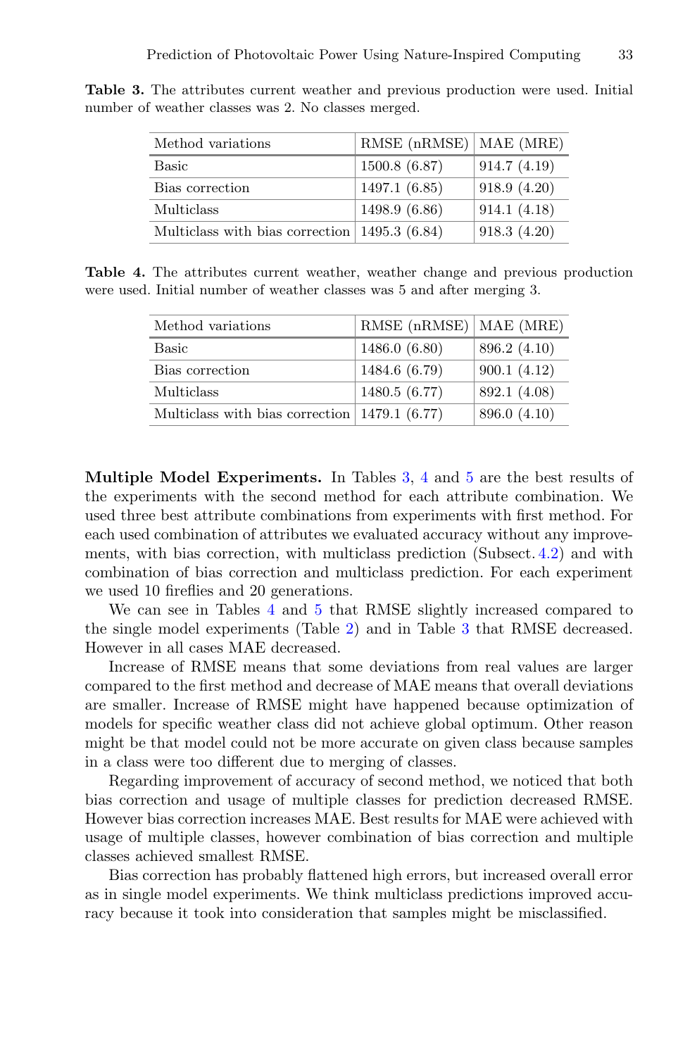**Table 3.** The attributes current weather and previous production were used. Initial number of weather classes was 2. No classes merged.

| Method variations | RMSE (nRMSE) | MAE (MRE) |
|---|---|---|
| Basic | 1500.8 (6.87) | 914.7 (4.19) |
| Bias correction | 1497.1 (6.85) | 918.9 (4.20) |
| Multiclass | 1498.9 (6.86) | 914.1 (4.18) |
| Multiclass with bias correction | 1495.3 (6.84) | 918.3 (4.20) |

**Table 4.** The attributes current weather, weather change and previous production were used. Initial number of weather classes was 5 and after merging 3.

| Method variations | RMSE (nRMSE) | MAE (MRE) |
|---|---|---|
| Basic | 1486.0 (6.80) | 896.2 (4.10) |
| Bias correction | 1484.6 (6.79) | 900.1 (4.12) |
| Multiclass | 1480.5 (6.77) | 892.1 (4.08) |
| Multiclass with bias correction | 1479.1 (6.77) | 896.0 (4.10) |

**Multiple Model Experiments.** In Tables 3, 4 and 5 are the best results of the experiments with the second method for each attribute combination. We used three best attribute combinations from experiments with first method. For each used combination of attributes we evaluated accuracy without any improvements, with bias correction, with multiclass prediction (Subsect. 4.2) and with combination of bias correction and multiclass prediction. For each experiment we used 10 fireflies and 20 generations.

We can see in Tables 4 and 5 that RMSE slightly increased compared to the single model experiments (Table 2) and in Table 3 that RMSE decreased. However in all cases MAE decreased.

Increase of RMSE means that some deviations from real values are larger compared to the first method and decrease of MAE means that overall deviations are smaller. Increase of RMSE might have happened because optimization of models for specific weather class did not achieve global optimum. Other reason might be that model could not be more accurate on given class because samples in a class were too different due to merging of classes.

Regarding improvement of accuracy of second method, we noticed that both bias correction and usage of multiple classes for prediction decreased RMSE. However bias correction increases MAE. Best results for MAE were achieved with usage of multiple classes, however combination of bias correction and multiple classes achieved smallest RMSE.

Bias correction has probably flattened high errors, but increased overall error as in single model experiments. We think multiclass predictions improved accuracy because it took into consideration that samples might be misclassified.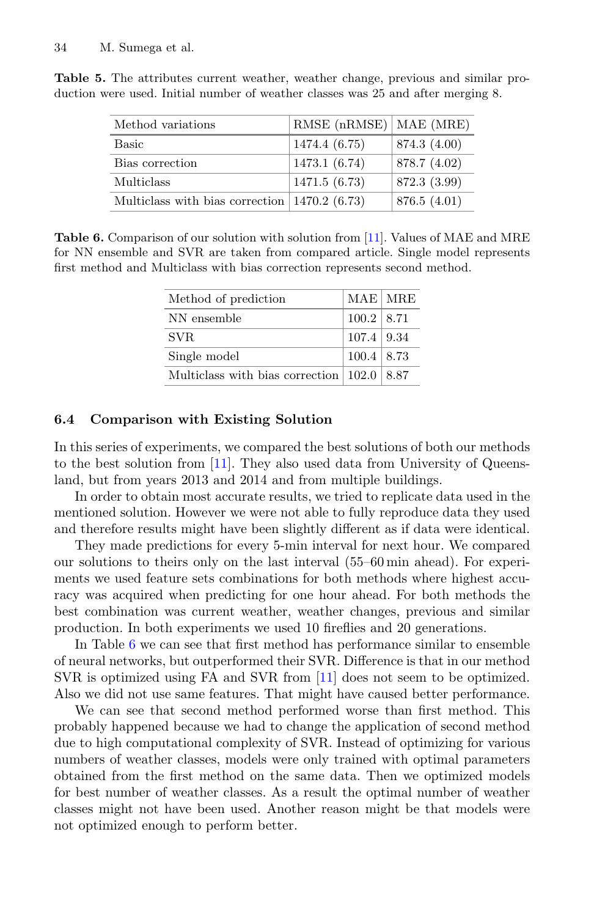**Table 5.** The attributes current weather, weather change, previous and similar production were used. Initial number of weather classes was 25 and after merging 8.

| Method variations | RMSE (nRMSE) | MAE (MRE) |
|---|---|---|
| Basic | 1474.4 (6.75) | 874.3 (4.00) |
| Bias correction | 1473.1 (6.74) | 878.7 (4.02) |
| Multiclass | 1471.5 (6.73) | 872.3 (3.99) |
| Multiclass with bias correction | 1470.2 (6.73) | 876.5 (4.01) |

**Table 6.** Comparison of our solution with solution from [11]. Values of MAE and MRE for NN ensemble and SVR are taken from compared article. Single model represents first method and Multiclass with bias correction represents second method.

| Method of prediction | MAE | MRE |
|---|---|---|
| NN ensemble | 100.2 | 8.71 |
| SVR | 107.4 | 9.34 |
| Single model | 100.4 | 8.73 |
| Multiclass with bias correction | 102.0 | 8.87 |

### 6.4 Comparison with Existing Solution

In this series of experiments, we compared the best solutions of both our methods to the best solution from [11]. They also used data from University of Queensland, but from years 2013 and 2014 and from multiple buildings.

In order to obtain most accurate results, we tried to replicate data used in the mentioned solution. However we were not able to fully reproduce data they used and therefore results might have been slightly different as if data were identical.

They made predictions for every 5-min interval for next hour. We compared our solutions to theirs only on the last interval (55–60 min ahead). For experiments we used feature sets combinations for both methods where highest accuracy was acquired when predicting for one hour ahead. For both methods the best combination was current weather, weather changes, previous and similar production. In both experiments we used 10 fireflies and 20 generations.

In Table 6 we can see that first method has performance similar to ensemble of neural networks, but outperformed their SVR. Difference is that in our method SVR is optimized using FA and SVR from [11] does not seem to be optimized. Also we did not use same features. That might have caused better performance.

We can see that second method performed worse than first method. This probably happened because we had to change the application of second method due to high computational complexity of SVR. Instead of optimizing for various numbers of weather classes, models were only trained with optimal parameters obtained from the first method on the same data. Then we optimized models for best number of weather classes. As a result the optimal number of weather classes might not have been used. Another reason might be that models were not optimized enough to perform better.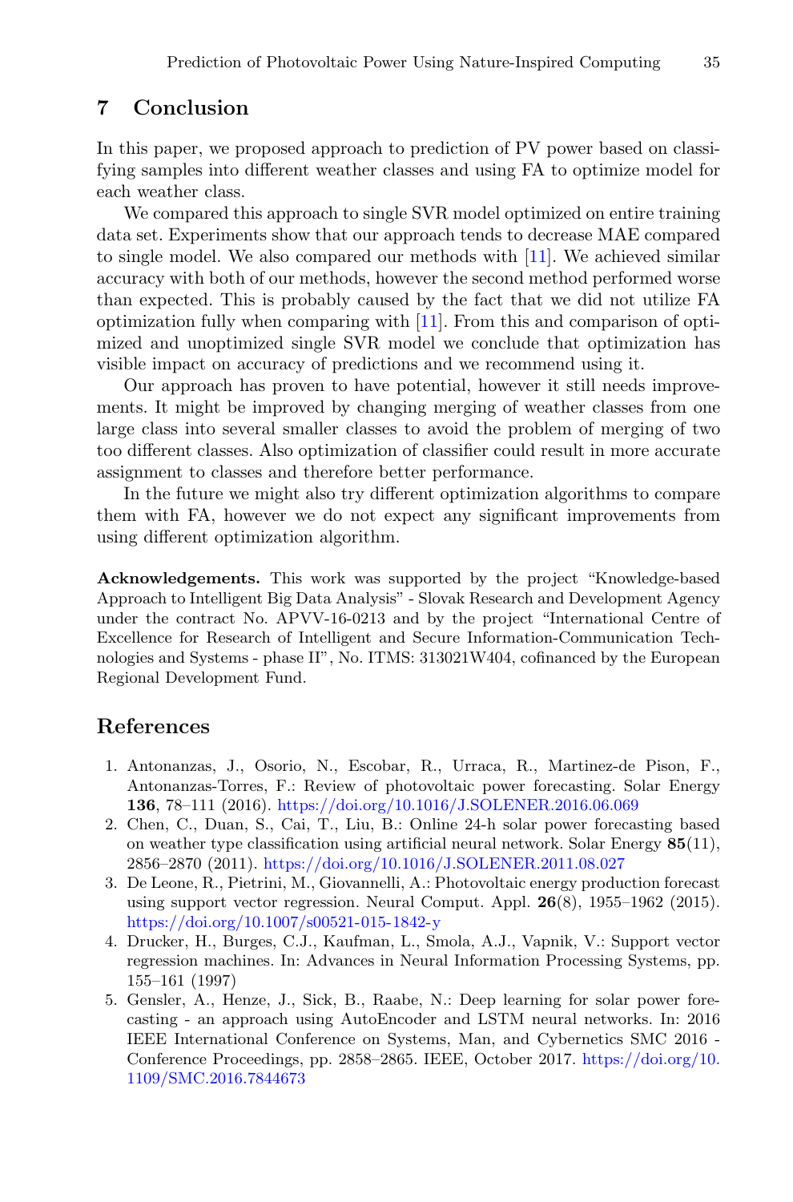## 7 Conclusion

In this paper, we proposed approach to prediction of PV power based on classifying samples into different weather classes and using FA to optimize model for each weather class.

We compared this approach to single SVR model optimized on entire training data set. Experiments show that our approach tends to decrease MAE compared to single model. We also compared our methods with [11]. We achieved similar accuracy with both of our methods, however the second method performed worse than expected. This is probably caused by the fact that we did not utilize FA optimization fully when comparing with [11]. From this and comparison of optimized and unoptimized single SVR model we conclude that optimization has visible impact on accuracy of predictions and we recommend using it.

Our approach has proven to have potential, however it still needs improvements. It might be improved by changing merging of weather classes from one large class into several smaller classes to avoid the problem of merging of two too different classes. Also optimization of classifier could result in more accurate assignment to classes and therefore better performance.

In the future we might also try different optimization algorithms to compare them with FA, however we do not expect any significant improvements from using different optimization algorithm.

**Acknowledgements.** This work was supported by the project "Knowledge-based Approach to Intelligent Big Data Analysis" - Slovak Research and Development Agency under the contract No. APVV-16-0213 and by the project "International Centre of Excellence for Research of Intelligent and Secure Information-Communication Technologies and Systems - phase II", No. ITMS: 313021W404, cofinanced by the European Regional Development Fund.

## References

1. Antonanzas, J., Osorio, N., Escobar, R., Urraca, R., Martinez-de Pison, F., Antonanzas-Torres, F.: Review of photovoltaic power forecasting. Solar Energy **136**, 78–111 (2016). https://doi.org/10.1016/J.SOLENER.2016.06.069
2. Chen, C., Duan, S., Cai, T., Liu, B.: Online 24-h solar power forecasting based on weather type classification using artificial neural network. Solar Energy **85**(11), 2856–2870 (2011). https://doi.org/10.1016/J.SOLENER.2011.08.027
3. De Leone, R., Pietrini, M., Giovannelli, A.: Photovoltaic energy production forecast using support vector regression. Neural Comput. Appl. **26**(8), 1955–1962 (2015). https://doi.org/10.1007/s00521-015-1842-y
4. Drucker, H., Burges, C.J., Kaufman, L., Smola, A.J., Vapnik, V.: Support vector regression machines. In: Advances in Neural Information Processing Systems, pp. 155–161 (1997)
5. Gensler, A., Henze, J., Sick, B., Raabe, N.: Deep learning for solar power forecasting - an approach using AutoEncoder and LSTM neural networks. In: 2016 IEEE International Conference on Systems, Man, and Cybernetics SMC 2016 - Conference Proceedings, pp. 2858–2865. IEEE, October 2017. https://doi.org/10.1109/SMC.2016.7844673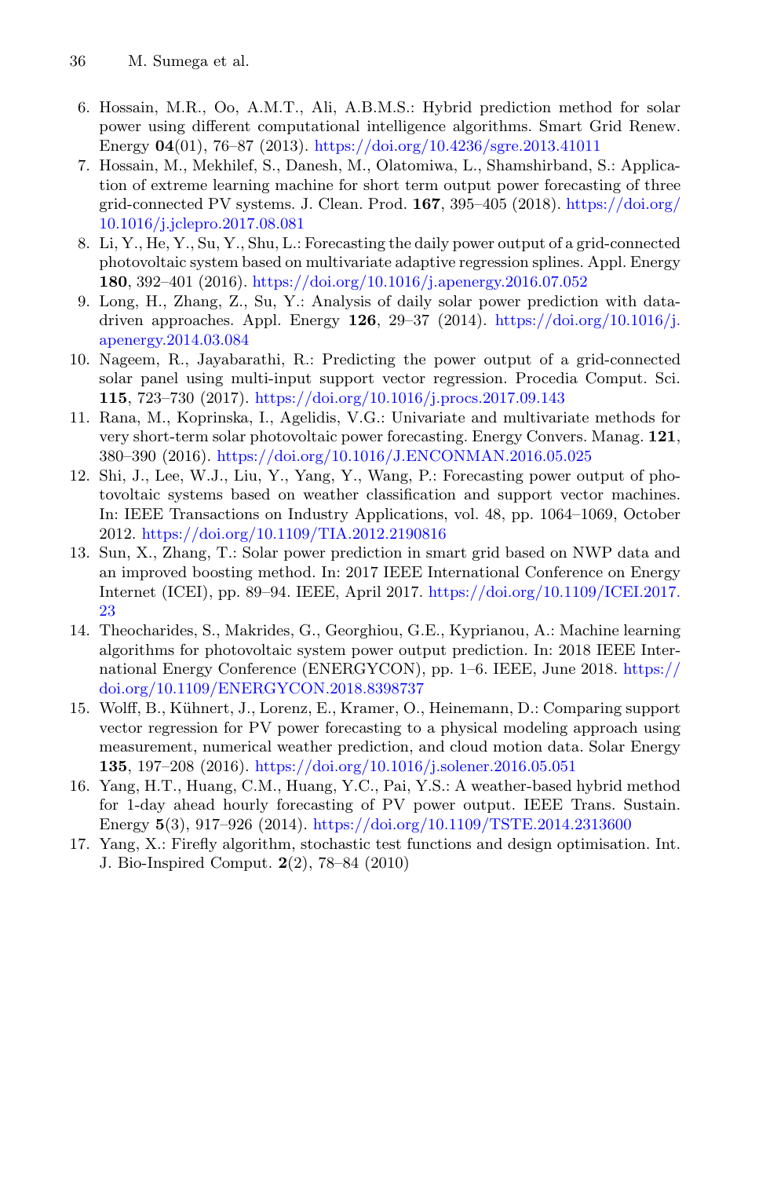6. Hossain, M.R., Oo, A.M.T., Ali, A.B.M.S.: Hybrid prediction method for solar power using different computational intelligence algorithms. Smart Grid Renew. Energy **04**(01), 76–87 (2013). https://doi.org/10.4236/sgre.2013.41011
7. Hossain, M., Mekhilef, S., Danesh, M., Olatomiwa, L., Shamshirband, S.: Application of extreme learning machine for short term output power forecasting of three grid-connected PV systems. J. Clean. Prod. **167**, 395–405 (2018). https://doi.org/10.1016/j.jclepro.2017.08.081
8. Li, Y., He, Y., Su, Y., Shu, L.: Forecasting the daily power output of a grid-connected photovoltaic system based on multivariate adaptive regression splines. Appl. Energy **180**, 392–401 (2016). https://doi.org/10.1016/j.apenergy.2016.07.052
9. Long, H., Zhang, Z., Su, Y.: Analysis of daily solar power prediction with data-driven approaches. Appl. Energy **126**, 29–37 (2014). https://doi.org/10.1016/j.apenergy.2014.03.084
10. Nageem, R., Jayabarathi, R.: Predicting the power output of a grid-connected solar panel using multi-input support vector regression. Procedia Comput. Sci. **115**, 723–730 (2017). https://doi.org/10.1016/j.procs.2017.09.143
11. Rana, M., Koprinska, I., Agelidis, V.G.: Univariate and multivariate methods for very short-term solar photovoltaic power forecasting. Energy Convers. Manag. **121**, 380–390 (2016). https://doi.org/10.1016/J.ENCONMAN.2016.05.025
12. Shi, J., Lee, W.J., Liu, Y., Yang, Y., Wang, P.: Forecasting power output of photovoltaic systems based on weather classification and support vector machines. In: IEEE Transactions on Industry Applications, vol. 48, pp. 1064–1069, October 2012. https://doi.org/10.1109/TIA.2012.2190816
13. Sun, X., Zhang, T.: Solar power prediction in smart grid based on NWP data and an improved boosting method. In: 2017 IEEE International Conference on Energy Internet (ICEI), pp. 89–94. IEEE, April 2017. https://doi.org/10.1109/ICEI.2017.23
14. Theocharides, S., Makrides, G., Georghiou, G.E., Kyprianou, A.: Machine learning algorithms for photovoltaic system power output prediction. In: 2018 IEEE International Energy Conference (ENERGYCON), pp. 1–6. IEEE, June 2018. https://doi.org/10.1109/ENERGYCON.2018.8398737
15. Wolff, B., Kühnert, J., Lorenz, E., Kramer, O., Heinemann, D.: Comparing support vector regression for PV power forecasting to a physical modeling approach using measurement, numerical weather prediction, and cloud motion data. Solar Energy **135**, 197–208 (2016). https://doi.org/10.1016/j.solener.2016.05.051
16. Yang, H.T., Huang, C.M., Huang, Y.C., Pai, Y.S.: A weather-based hybrid method for 1-day ahead hourly forecasting of PV power output. IEEE Trans. Sustain. Energy **5**(3), 917–926 (2014). https://doi.org/10.1109/TSTE.2014.2313600
17. Yang, X.: Firefly algorithm, stochastic test functions and design optimisation. Int. J. Bio-Inspired Comput. **2**(2), 78–84 (2010)